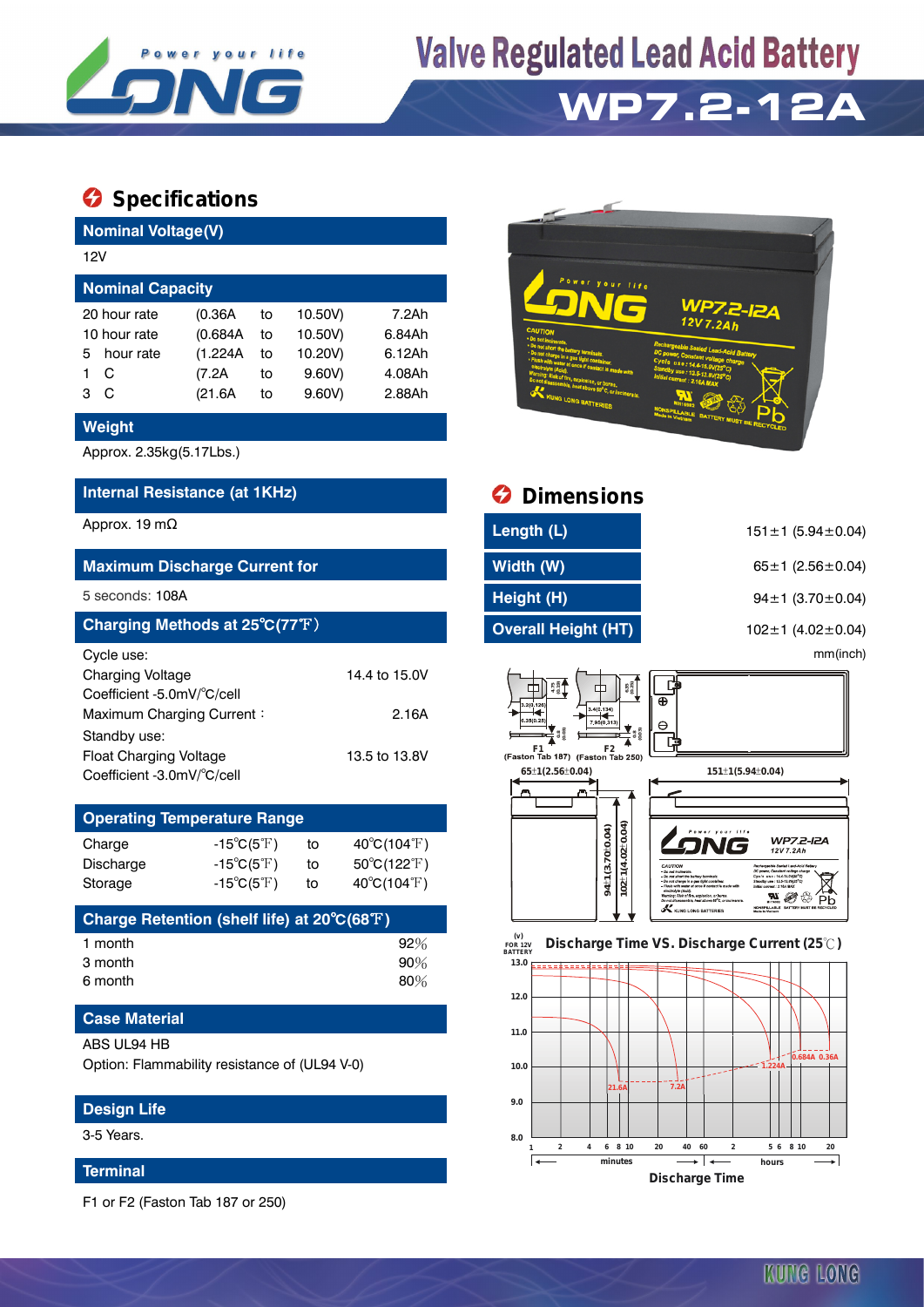# Valve Regulated Lead Acid Battery

# WP7.2-12A

## Specifications

### Nominal Voltage(V)

12V

### Nominal Capacity

| | | | | |
|---|---|---|---|---|
| 20 hour rate | (0.36A | to | 10.50V) | 7.2Ah |
| 10 hour rate | (0.684A | to | 10.50V) | 6.84Ah |
| 5 hour rate | (1.224A | to | 10.20V) | 6.12Ah |
| 1 C | (7.2A | to | 9.60V) | 4.08Ah |
| 3 C | (21.6A | to | 9.60V) | 2.88Ah |

### Weight

Approx. 2.35kg(5.17Lbs.)

### Internal Resistance (at 1KHz)

Approx. 19 mΩ

### Maximum Discharge Current for

5 seconds: 108A

### Charging Methods at 25℃(77℉)

Cycle use:

| | |
|---|---|
| Charging Voltage | 14.4 to 15.0V |
| Coefficient -5.0mV/℃/cell | |
| Maximum Charging Current : | 2.16A |

Standby use:

| | |
|---|---|
| Float Charging Voltage | 13.5 to 13.8V |
| Coefficient -3.0mV/℃/cell | |

### Operating Temperature Range

| | | | |
|---|---|---|---|
| Charge | -15℃(5℉) | to | 40℃(104℉) |
| Discharge | -15℃(5℉) | to | 50℃(122℉) |
| Storage | -15℃(5℉) | to | 40℃(104℉) |

### Charge Retention (shelf life) at 20℃(68℉)

| | |
|---|---|
| 1 month | 92% |
| 3 month | 90% |
| 6 month | 80% |

### Case Material

ABS UL94 HB

Option: Flammability resistance of (UL94 V-0)

### Design Life

3-5 Years.

### Terminal

F1 or F2 (Faston Tab 187 or 250)

## Dimensions

| | |
|---|---|
| Length (L) | 151±1 (5.94±0.04) |
| Width (W) | 65±1 (2.56±0.04) |
| Height (H) | 94±1 (3.70±0.04) |
| Overall Height (HT) | 102±1 (4.02±0.04) |

mm(inch)

F1 (Faston Tab 187) F2 (Faston Tab 250)

65±1(2.56±0.04) 151±1(5.94±0.04) 94±1(3.70±0.04) 102±1(4.02±0.04)

### Discharge Time VS. Discharge Current (25℃)

(V) FOR 12V BATTERY: 13.0, 12.0, 11.0, 10.0, 9.0, 8.0

Curves: 21.6A, 7.2A, 1.224A, 0.684A, 0.36A

Discharge Time: 1, 2, 4, 6, 8, 10, 20, 40, 60 (minutes); 2, 5, 6, 8, 10, 20 (hours)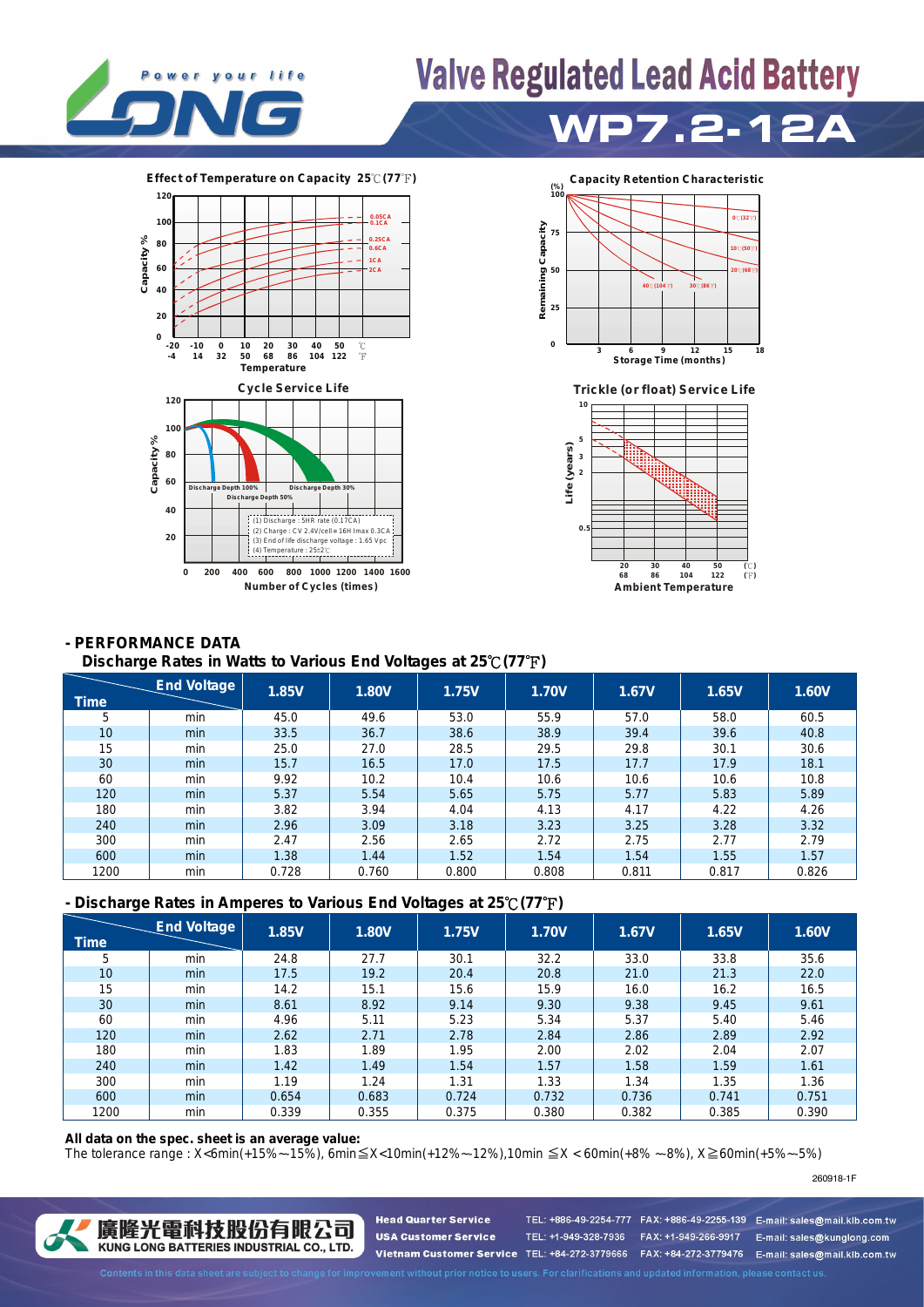# Valve Regulated Lead Acid Battery

## WP7.2-12A

Power your life

LONG

**Effect of Temperature on Capacity 25℃(77℉)**

Capacity %

120
100
80
60
40
20
0

0.05CA
0.1CA
0.25CA
0.6CA
1CA
2CA

-20 -10 0 10 20 30 40 50 ℃
-4 14 32 50 68 86 104 122 ℉

Temperature

**Capacity Retention Characteristic**

(%)
100
75
50
25
0

Remaining Capacity

0℃(32℉)
10℃(50℉)
20℃(68℉)
40℃(104℉)
30℃(86℉)

3 6 9 12 15 18

Storage Time (months)

**Cycle Service Life**

Capacity%

120
100
80
60
40
20

Discharge Depth 100%
Discharge Depth 30%
Discharge Depth 50%

(1) Discharge : 5HR rate (0.17CA)
(2) Charge : CV 2.4V/cell≡16H Imax 0.3CA
(3) End of life discharge voltage : 1.65 Vpc
(4) Temperature : 25±2℃

0 200 400 600 800 1000 1200 1400 1600

Number of Cycles (times)

**Trickle (or float) Service Life**

Life (years)

10
5
3
2
0.5

20 30 40 50 (℃)
68 86 104 122 (℉)

Ambient Temperature

**- PERFORMANCE DATA**

**Discharge Rates in Watts to Various End Voltages at 25℃(77℉)**

| Time | End Voltage | 1.85V | 1.80V | 1.75V | 1.70V | 1.67V | 1.65V | 1.60V |
|---|---|---|---|---|---|---|---|---|
| 5 | min | 45.0 | 49.6 | 53.0 | 55.9 | 57.0 | 58.0 | 60.5 |
| 10 | min | 33.5 | 36.7 | 38.6 | 38.9 | 39.4 | 39.6 | 40.8 |
| 15 | min | 25.0 | 27.0 | 28.5 | 29.5 | 29.8 | 30.1 | 30.6 |
| 30 | min | 15.7 | 16.5 | 17.0 | 17.5 | 17.7 | 17.9 | 18.1 |
| 60 | min | 9.92 | 10.2 | 10.4 | 10.6 | 10.6 | 10.6 | 10.8 |
| 120 | min | 5.37 | 5.54 | 5.65 | 5.75 | 5.77 | 5.83 | 5.89 |
| 180 | min | 3.82 | 3.94 | 4.04 | 4.13 | 4.17 | 4.22 | 4.26 |
| 240 | min | 2.96 | 3.09 | 3.18 | 3.23 | 3.25 | 3.28 | 3.32 |
| 300 | min | 2.47 | 2.56 | 2.65 | 2.72 | 2.75 | 2.77 | 2.79 |
| 600 | min | 1.38 | 1.44 | 1.52 | 1.54 | 1.54 | 1.55 | 1.57 |
| 1200 | min | 0.728 | 0.760 | 0.800 | 0.808 | 0.811 | 0.817 | 0.826 |

**- Discharge Rates in Amperes to Various End Voltages at 25℃(77℉)**

| Time | End Voltage | 1.85V | 1.80V | 1.75V | 1.70V | 1.67V | 1.65V | 1.60V |
|---|---|---|---|---|---|---|---|---|
| 5 | min | 24.8 | 27.7 | 30.1 | 32.2 | 33.0 | 33.8 | 35.6 |
| 10 | min | 17.5 | 19.2 | 20.4 | 20.8 | 21.0 | 21.3 | 22.0 |
| 15 | min | 14.2 | 15.1 | 15.6 | 15.9 | 16.0 | 16.2 | 16.5 |
| 30 | min | 8.61 | 8.92 | 9.14 | 9.30 | 9.38 | 9.45 | 9.61 |
| 60 | min | 4.96 | 5.11 | 5.23 | 5.34 | 5.37 | 5.40 | 5.46 |
| 120 | min | 2.62 | 2.71 | 2.78 | 2.84 | 2.86 | 2.89 | 2.92 |
| 180 | min | 1.83 | 1.89 | 1.95 | 2.00 | 2.02 | 2.04 | 2.07 |
| 240 | min | 1.42 | 1.49 | 1.54 | 1.57 | 1.58 | 1.59 | 1.61 |
| 300 | min | 1.19 | 1.24 | 1.31 | 1.33 | 1.34 | 1.35 | 1.36 |
| 600 | min | 0.654 | 0.683 | 0.724 | 0.732 | 0.736 | 0.741 | 0.751 |
| 1200 | min | 0.339 | 0.355 | 0.375 | 0.380 | 0.382 | 0.385 | 0.390 |

**All data on the spec. sheet is an average value:**

The tolerance range : X<6min(+15%~15%), 6min≦X<10min(+12%~12%),10min ≦X < 60min(+8% ~8%), X≧60min(+5%~5%)

260918-1F

廣隆光電科技股份有限公司
KUNG LONG BATTERIES INDUSTRIAL CO., LTD.

| | | | |
|---|---|---|---|
| **Head Quarter Service** | TEL: +886-49-2254-777 | FAX: +886-49-2255-139 | E-mail: sales@mail.klb.com.tw |
| **USA Customer Service** | TEL: +1-949-328-7936 | FAX: +1-949-266-9917 | E-mail: sales@kunglong.com |
| **Vietnam Customer Service** | TEL: +84-272-3779666 | FAX: +84-272-3779476 | E-mail: sales@mail.klb.com.tw |

Contents in this data sheet are subject to change for improvement without prior notice to users. For clarifications and updated information, please contact us.